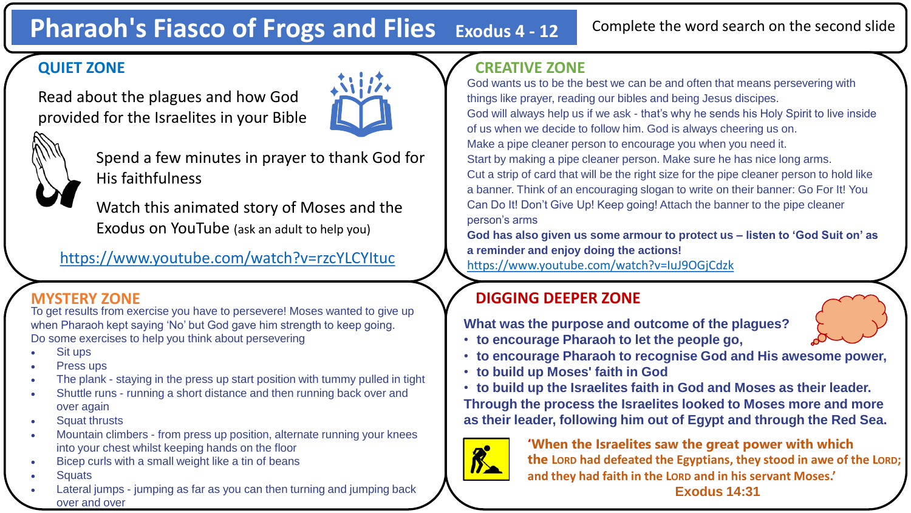# Pharaoh's Fiasco of Frogs and Flies Exodus 4 - 12

Complete the word search on the second slide

## QUIET ZONE

Read about the plagues and how God provided for the Israelites in your Bible

Spend a few minutes in prayer to thank God for His faithfulness

Watch this animated story of Moses and the Exodus on YouTube (ask an adult to help you)

https://www.youtube.com/watch?v=rzcYLCYItuc

## CREATIVE ZONE

God wants us to be the best we can be and often that means persevering with things like prayer, reading our bibles and being Jesus discipes.

God will always help us if we ask - that's why he sends his Holy Spirit to live inside of us when we decide to follow him. God is always cheering us on.

Make a pipe cleaner person to encourage you when you need it.

Start by making a pipe cleaner person. Make sure he has nice long arms.

Cut a strip of card that will be the right size for the pipe cleaner person to hold like a banner. Think of an encouraging slogan to write on their banner: Go For It! You Can Do It! Don't Give Up! Keep going! Attach the banner to the pipe cleaner person's arms

**God has also given us some armour to protect us – listen to 'God Suit on' as a reminder and enjoy doing the actions!**

https://www.youtube.com/watch?v=IuJ9OGjCdzk

## MYSTERY ZONE

To get results from exercise you have to persevere! Moses wanted to give up when Pharaoh kept saying 'No' but God gave him strength to keep going.

Do some exercises to help you think about persevering

- Sit ups
- Press ups
- The plank - staying in the press up start position with tummy pulled in tight
- Shuttle runs - running a short distance and then running back over and over again
- Squat thrusts
- Mountain climbers - from press up position, alternate running your knees into your chest whilst keeping hands on the floor
- Bicep curls with a small weight like a tin of beans
- Squats
- Lateral jumps - jumping as far as you can then turning and jumping back over and over

## DIGGING DEEPER ZONE

**What was the purpose and outcome of the plagues?**

- **to encourage Pharaoh to let the people go,**
- **to encourage Pharaoh to recognise God and His awesome power,**
- **to build up Moses' faith in God**
- **to build up the Israelites faith in God and Moses as their leader.**

**Through the process the Israelites looked to Moses more and more as their leader, following him out of Egypt and through the Red Sea.**

**'When the Israelites saw the great power with which the LORD had defeated the Egyptians, they stood in awe of the LORD; and they had faith in the LORD and in his servant Moses.'**

**Exodus 14:31**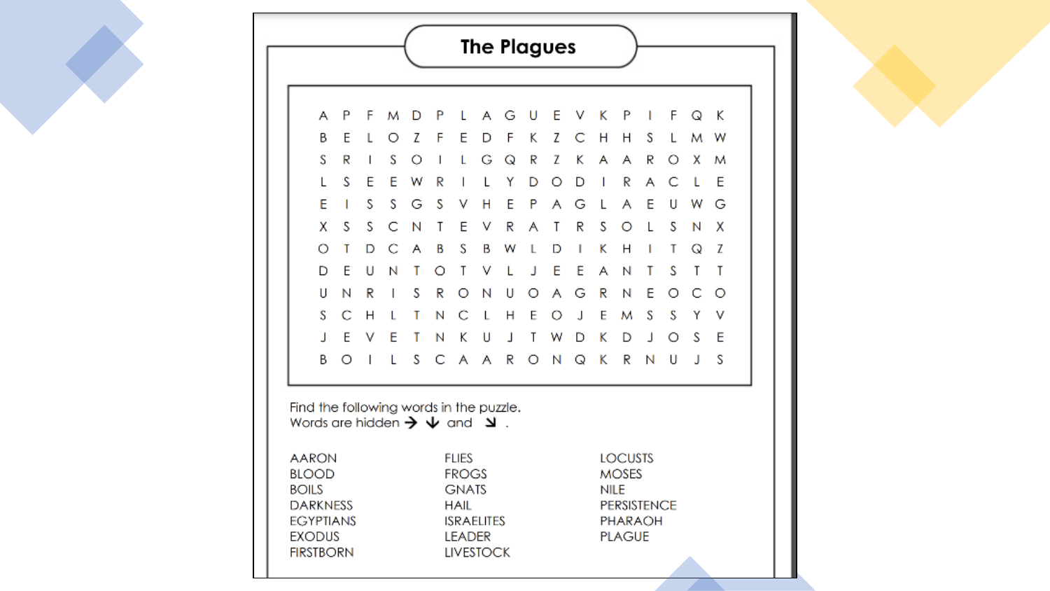# The Plagues

| | | | | | | | | | | | | | | | | | |
|---|---|---|---|---|---|---|---|---|---|---|---|---|---|---|---|---|---|
| A | P | F | M | D | P | L | A | G | U | E | V | K | P | I | F | Q | K |
| B | E | L | O | Z | F | E | D | F | K | Z | C | H | H | S | L | M | W |
| S | R | I | S | O | I | L | G | Q | R | Z | K | A | A | R | O | X | M |
| L | S | E | E | W | R | I | L | Y | D | O | D | I | R | A | C | L | E |
| E | I | S | S | G | S | V | H | E | P | A | G | L | A | E | U | W | G |
| X | S | S | C | N | T | E | V | R | A | T | R | S | O | L | S | N | X |
| O | T | D | C | A | B | S | B | W | L | D | I | K | H | I | T | Q | Z |
| D | E | U | N | T | O | T | V | L | J | E | E | A | N | T | S | T | T |
| U | N | R | I | S | R | O | N | U | O | A | G | R | N | E | O | C | O |
| S | C | H | L | T | N | C | L | H | E | O | J | E | M | S | S | Y | V |
| J | E | V | E | T | N | K | U | J | T | W | D | K | D | J | O | S | E |
| B | O | I | L | S | C | A | A | R | O | N | Q | K | R | N | U | J | S |

Find the following words in the puzzle.
Words are hidden → ↓ and ↘ .

AARON
BLOOD
BOILS
DARKNESS
EGYPTIANS
EXODUS
FIRSTBORN
FLIES
FROGS
GNATS
HAIL
ISRAELITES
LEADER
LIVESTOCK
LOCUSTS
MOSES
NILE
PERSISTENCE
PHARAOH
PLAGUE